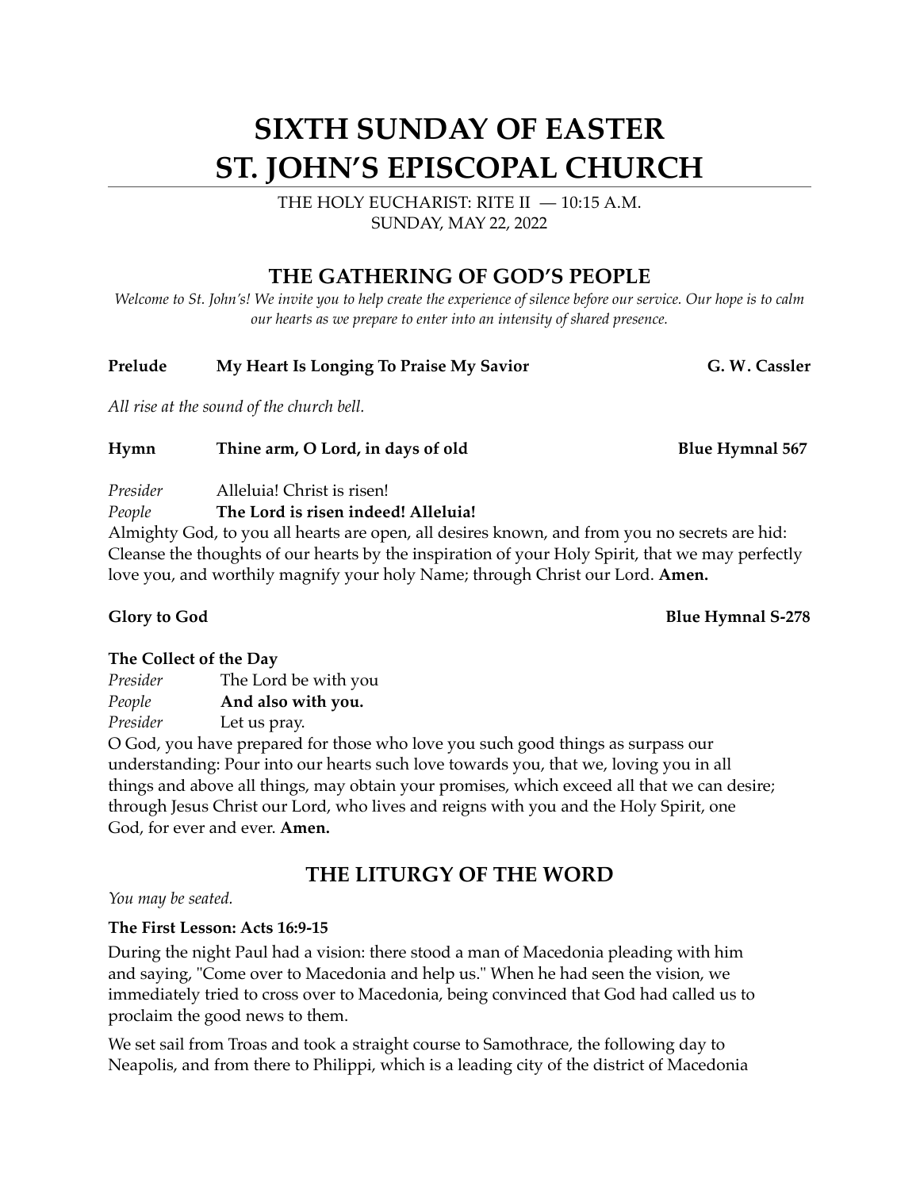# SIXTH SUNDAY OF EASTER
# ST. JOHN'S EPISCOPAL CHURCH

THE HOLY EUCHARIST: RITE II — 10:15 A.M.
SUNDAY, MAY 22, 2022

## THE GATHERING OF GOD'S PEOPLE

*Welcome to St. John's! We invite you to help create the experience of silence before our service. Our hope is to calm our hearts as we prepare to enter into an intensity of shared presence.*

**Prelude** **My Heart Is Longing To Praise My Savior** **G. W. Cassler**

*All rise at the sound of the church bell.*

**Hymn** **Thine arm, O Lord, in days of old** **Blue Hymnal 567**

*Presider* Alleluia! Christ is risen!
*People* **The Lord is risen indeed! Alleluia!**

Almighty God, to you all hearts are open, all desires known, and from you no secrets are hid: Cleanse the thoughts of our hearts by the inspiration of your Holy Spirit, that we may perfectly love you, and worthily magnify your holy Name; through Christ our Lord. **Amen.**

**Glory to God** **Blue Hymnal S-278**

**The Collect of the Day**

*Presider* The Lord be with you
*People* **And also with you.**
*Presider* Let us pray.

O God, you have prepared for those who love you such good things as surpass our understanding: Pour into our hearts such love towards you, that we, loving you in all things and above all things, may obtain your promises, which exceed all that we can desire; through Jesus Christ our Lord, who lives and reigns with you and the Holy Spirit, one God, for ever and ever. **Amen.**

## THE LITURGY OF THE WORD

*You may be seated.*

**The First Lesson: Acts 16:9-15**

During the night Paul had a vision: there stood a man of Macedonia pleading with him and saying, "Come over to Macedonia and help us." When he had seen the vision, we immediately tried to cross over to Macedonia, being convinced that God had called us to proclaim the good news to them.

We set sail from Troas and took a straight course to Samothrace, the following day to Neapolis, and from there to Philippi, which is a leading city of the district of Macedonia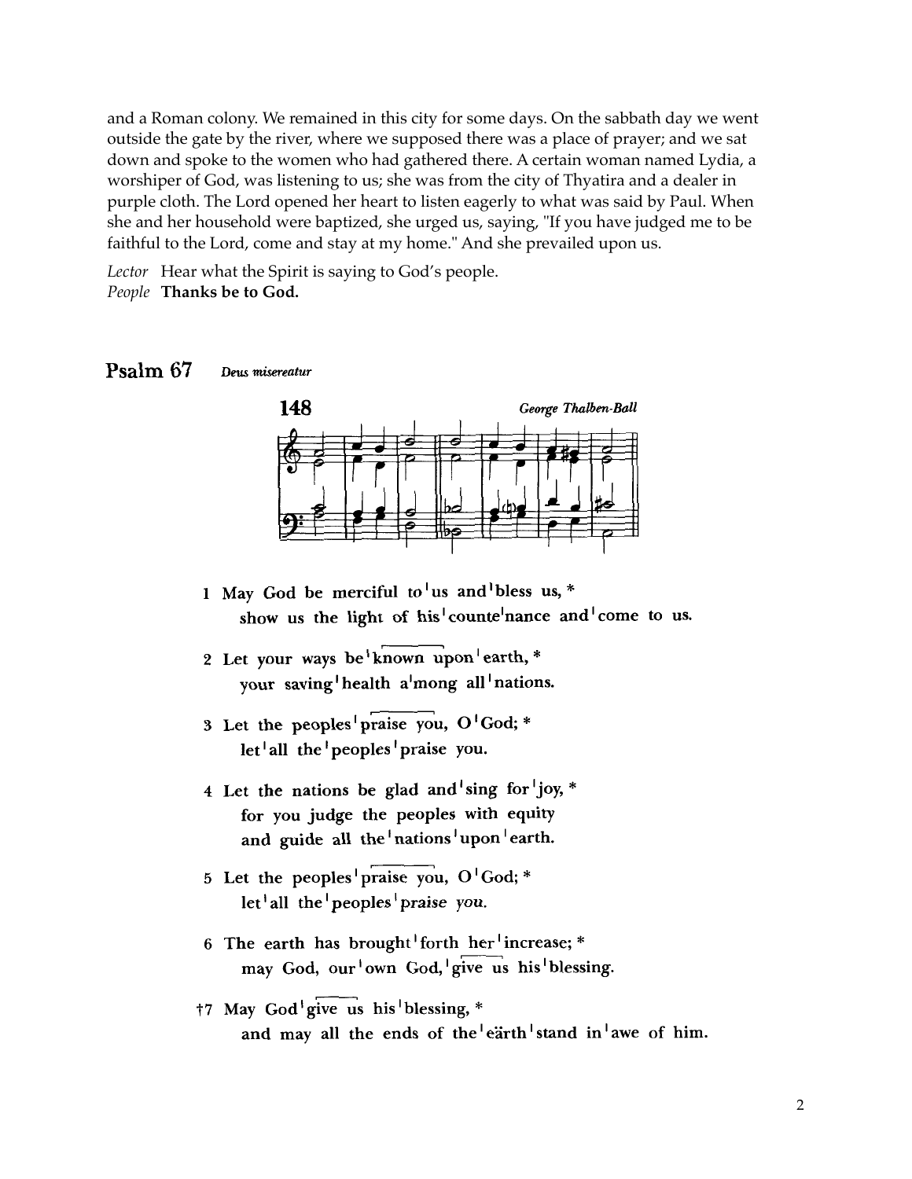and a Roman colony. We remained in this city for some days. On the sabbath day we went outside the gate by the river, where we supposed there was a place of prayer; and we sat down and spoke to the women who had gathered there. A certain woman named Lydia, a worshiper of God, was listening to us; she was from the city of Thyatira and a dealer in purple cloth. The Lord opened her heart to listen eagerly to what was said by Paul. When she and her household were baptized, she urged us, saying, "If you have judged me to be faithful to the Lord, come and stay at my home." And she prevailed upon us.

*Lector* Hear what the Spirit is saying to God's people.
*People* **Thanks be to God.**

## Psalm 67 *Deus misereatur*

**148** *George Thalben-Ball*

1 May God be merciful to | us and | bless us, *
show us the light of his | counte | nance and | come to us.

2 Let your ways be | known upon | earth, *
your saving | health a | mong all | nations.

3 Let the peoples | praise you, O | God; *
let | all the | peoples | praise you.

4 Let the nations be glad and | sing for | joy, *
for you judge the peoples with equity
and guide all the | nations | upon | earth.

5 Let the peoples | praise you, O | God; *
let | all the | peoples | praise you.

6 The earth has brought | forth her | increase; *
may God, our | own God, | give us his | blessing.

†7 May God | give us his | blessing, *
and may all the ends of the | earth | stand in | awe of him.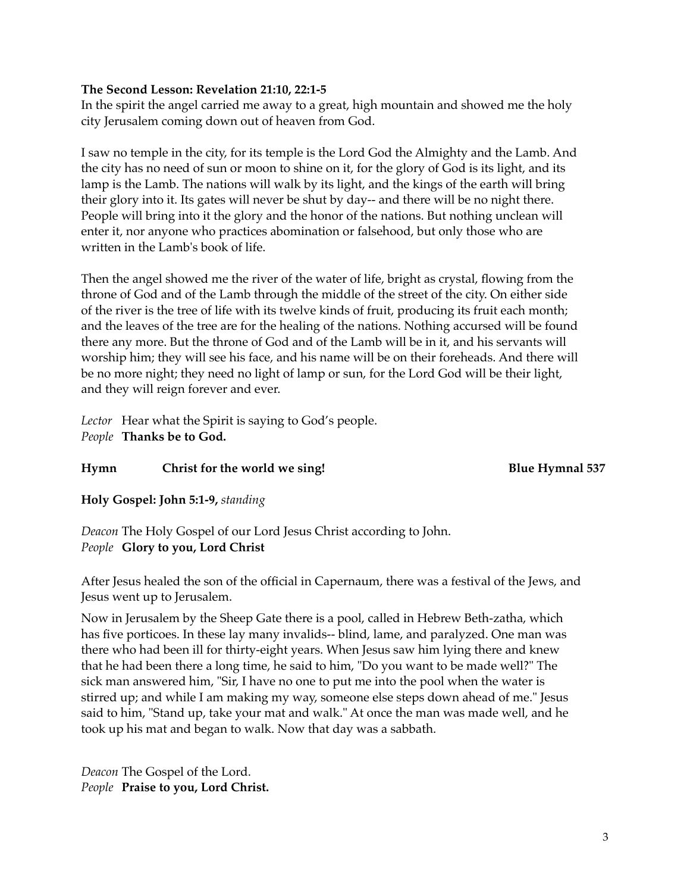**The Second Lesson: Revelation 21:10, 22:1-5**

In the spirit the angel carried me away to a great, high mountain and showed me the holy city Jerusalem coming down out of heaven from God.

I saw no temple in the city, for its temple is the Lord God the Almighty and the Lamb. And the city has no need of sun or moon to shine on it, for the glory of God is its light, and its lamp is the Lamb. The nations will walk by its light, and the kings of the earth will bring their glory into it. Its gates will never be shut by day-- and there will be no night there. People will bring into it the glory and the honor of the nations. But nothing unclean will enter it, nor anyone who practices abomination or falsehood, but only those who are written in the Lamb's book of life.

Then the angel showed me the river of the water of life, bright as crystal, flowing from the throne of God and of the Lamb through the middle of the street of the city. On either side of the river is the tree of life with its twelve kinds of fruit, producing its fruit each month; and the leaves of the tree are for the healing of the nations. Nothing accursed will be found there any more. But the throne of God and of the Lamb will be in it, and his servants will worship him; they will see his face, and his name will be on their foreheads. And there will be no more night; they need no light of lamp or sun, for the Lord God will be their light, and they will reign forever and ever.

*Lector* Hear what the Spirit is saying to God's people.
*People* **Thanks be to God.**

**Hymn Christ for the world we sing! Blue Hymnal 537**

**Holy Gospel: John 5:1-9,** *standing*

*Deacon* The Holy Gospel of our Lord Jesus Christ according to John.
*People* **Glory to you, Lord Christ**

After Jesus healed the son of the official in Capernaum, there was a festival of the Jews, and Jesus went up to Jerusalem.

Now in Jerusalem by the Sheep Gate there is a pool, called in Hebrew Beth-zatha, which has five porticoes. In these lay many invalids-- blind, lame, and paralyzed. One man was there who had been ill for thirty-eight years. When Jesus saw him lying there and knew that he had been there a long time, he said to him, "Do you want to be made well?" The sick man answered him, "Sir, I have no one to put me into the pool when the water is stirred up; and while I am making my way, someone else steps down ahead of me." Jesus said to him, "Stand up, take your mat and walk." At once the man was made well, and he took up his mat and began to walk. Now that day was a sabbath.

*Deacon* The Gospel of the Lord.
*People* **Praise to you, Lord Christ.**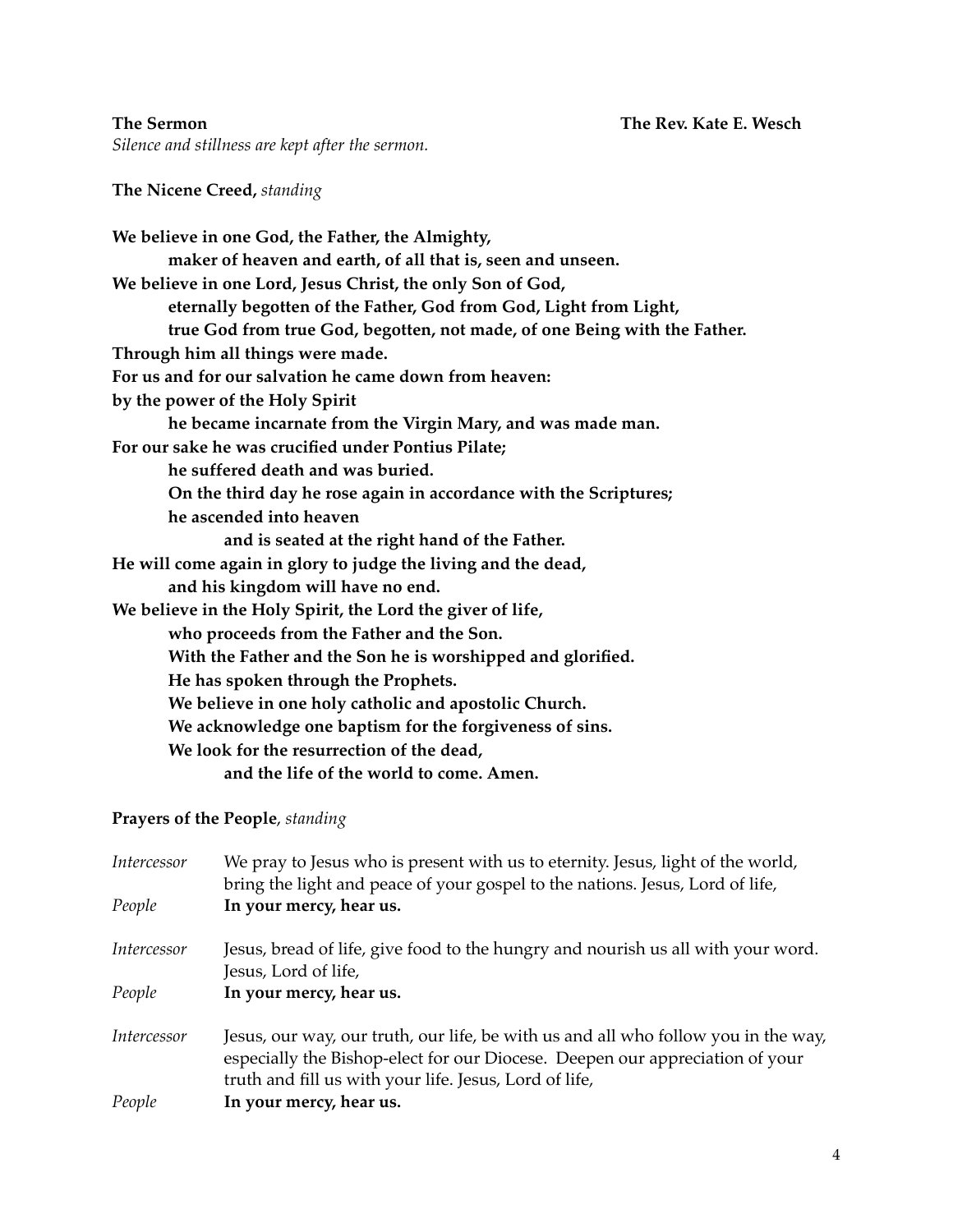**The Sermon** **The Rev. Kate E. Wesch**

*Silence and stillness are kept after the sermon.*

**The Nicene Creed,** *standing*

**We believe in one God, the Father, the Almighty,**
**maker of heaven and earth, of all that is, seen and unseen.**
**We believe in one Lord, Jesus Christ, the only Son of God,**
**eternally begotten of the Father, God from God, Light from Light,**
**true God from true God, begotten, not made, of one Being with the Father.**
**Through him all things were made.**
**For us and for our salvation he came down from heaven:**
**by the power of the Holy Spirit**
**he became incarnate from the Virgin Mary, and was made man.**
**For our sake he was crucified under Pontius Pilate;**
**he suffered death and was buried.**
**On the third day he rose again in accordance with the Scriptures;**
**he ascended into heaven**
**and is seated at the right hand of the Father.**
**He will come again in glory to judge the living and the dead,**
**and his kingdom will have no end.**
**We believe in the Holy Spirit, the Lord the giver of life,**
**who proceeds from the Father and the Son.**
**With the Father and the Son he is worshipped and glorified.**
**He has spoken through the Prophets.**
**We believe in one holy catholic and apostolic Church.**
**We acknowledge one baptism for the forgiveness of sins.**
**We look for the resurrection of the dead,**
**and the life of the world to come. Amen.**

**Prayers of the People**, *standing*

*Intercessor* We pray to Jesus who is present with us to eternity. Jesus, light of the world, bring the light and peace of your gospel to the nations. Jesus, Lord of life,

*People* **In your mercy, hear us.**

*Intercessor* Jesus, bread of life, give food to the hungry and nourish us all with your word. Jesus, Lord of life,

*People* **In your mercy, hear us.**

*Intercessor* Jesus, our way, our truth, our life, be with us and all who follow you in the way, especially the Bishop-elect for our Diocese. Deepen our appreciation of your truth and fill us with your life. Jesus, Lord of life,

*People* **In your mercy, hear us.**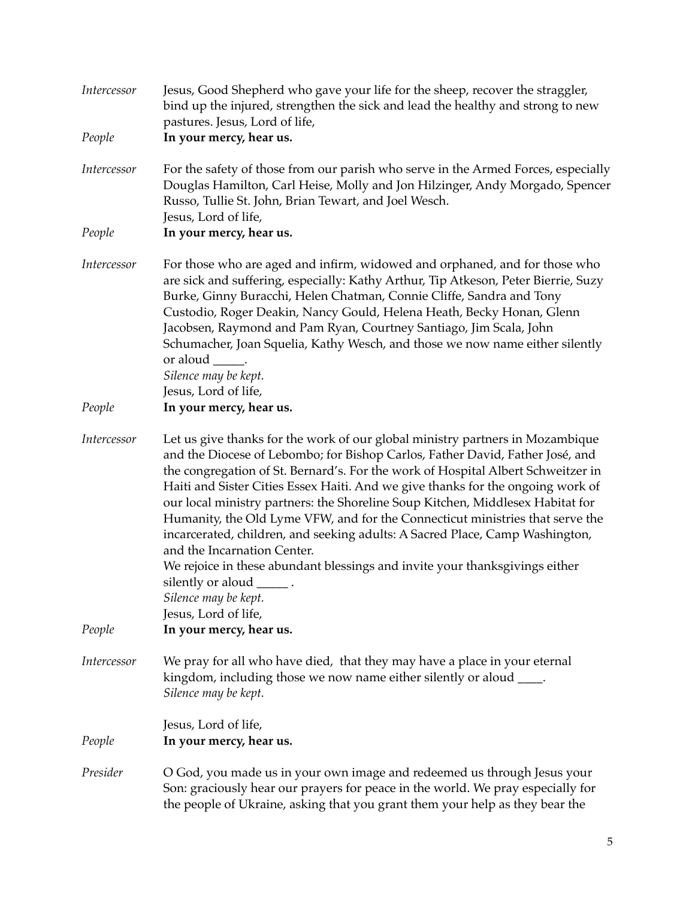*Intercessor* Jesus, Good Shepherd who gave your life for the sheep, recover the straggler, bind up the injured, strengthen the sick and lead the healthy and strong to new pastures. Jesus, Lord of life,

*People* **In your mercy, hear us.**

*Intercessor* For the safety of those from our parish who serve in the Armed Forces, especially Douglas Hamilton, Carl Heise, Molly and Jon Hilzinger, Andy Morgado, Spencer Russo, Tullie St. John, Brian Tewart, and Joel Wesch.
Jesus, Lord of life,

*People* **In your mercy, hear us.**

*Intercessor* For those who are aged and infirm, widowed and orphaned, and for those who are sick and suffering, especially: Kathy Arthur, Tip Atkeson, Peter Bierrie, Suzy Burke, Ginny Buracchi, Helen Chatman, Connie Cliffe, Sandra and Tony Custodio, Roger Deakin, Nancy Gould, Helena Heath, Becky Honan, Glenn Jacobsen, Raymond and Pam Ryan, Courtney Santiago, Jim Scala, John Schumacher, Joan Squelia, Kathy Wesch, and those we now name either silently or aloud _____.
*Silence may be kept.*
Jesus, Lord of life,

*People* **In your mercy, hear us.**

*Intercessor* Let us give thanks for the work of our global ministry partners in Mozambique and the Diocese of Lebombo; for Bishop Carlos, Father David, Father José, and the congregation of St. Bernard's. For the work of Hospital Albert Schweitzer in Haiti and Sister Cities Essex Haiti. And we give thanks for the ongoing work of our local ministry partners: the Shoreline Soup Kitchen, Middlesex Habitat for Humanity, the Old Lyme VFW, and for the Connecticut ministries that serve the incarcerated, children, and seeking adults: A Sacred Place, Camp Washington, and the Incarnation Center.
We rejoice in these abundant blessings and invite your thanksgivings either silently or aloud _____ .
*Silence may be kept.*
Jesus, Lord of life,

*People* **In your mercy, hear us.**

*Intercessor* We pray for all who have died, that they may have a place in your eternal kingdom, including those we now name either silently or aloud ____.
*Silence may be kept.*

Jesus, Lord of life,

*People* **In your mercy, hear us.**

*Presider* O God, you made us in your own image and redeemed us through Jesus your Son: graciously hear our prayers for peace in the world. We pray especially for the people of Ukraine, asking that you grant them your help as they bear the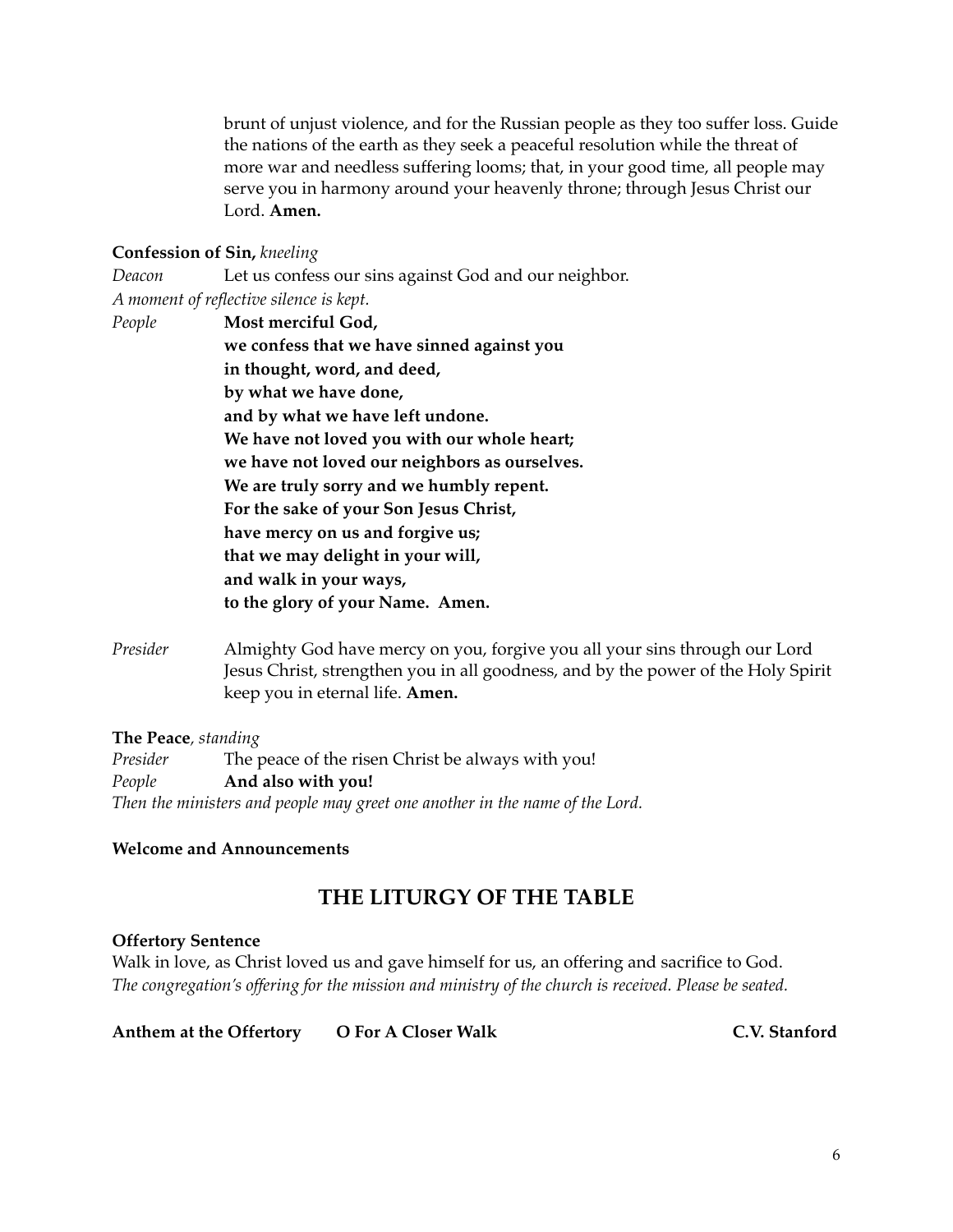brunt of unjust violence, and for the Russian people as they too suffer loss. Guide the nations of the earth as they seek a peaceful resolution while the threat of more war and needless suffering looms; that, in your good time, all people may serve you in harmony around your heavenly throne; through Jesus Christ our Lord. **Amen.**

**Confession of Sin,** *kneeling*

*Deacon* Let us confess our sins against God and our neighbor.

*A moment of reflective silence is kept.*

*People* **Most merciful God,**
**we confess that we have sinned against you**
**in thought, word, and deed,**
**by what we have done,**
**and by what we have left undone.**
**We have not loved you with our whole heart;**
**we have not loved our neighbors as ourselves.**
**We are truly sorry and we humbly repent.**
**For the sake of your Son Jesus Christ,**
**have mercy on us and forgive us;**
**that we may delight in your will,**
**and walk in your ways,**
**to the glory of your Name. Amen.**

*Presider* Almighty God have mercy on you, forgive you all your sins through our Lord Jesus Christ, strengthen you in all goodness, and by the power of the Holy Spirit keep you in eternal life. **Amen.**

**The Peace**, *standing*

*Presider* The peace of the risen Christ be always with you!

*People* **And also with you!**

*Then the ministers and people may greet one another in the name of the Lord.*

**Welcome and Announcements**

## THE LITURGY OF THE TABLE

**Offertory Sentence**

Walk in love, as Christ loved us and gave himself for us, an offering and sacrifice to God.
*The congregation's offering for the mission and ministry of the church is received. Please be seated.*

**Anthem at the Offertory** **O For A Closer Walk** **C.V. Stanford**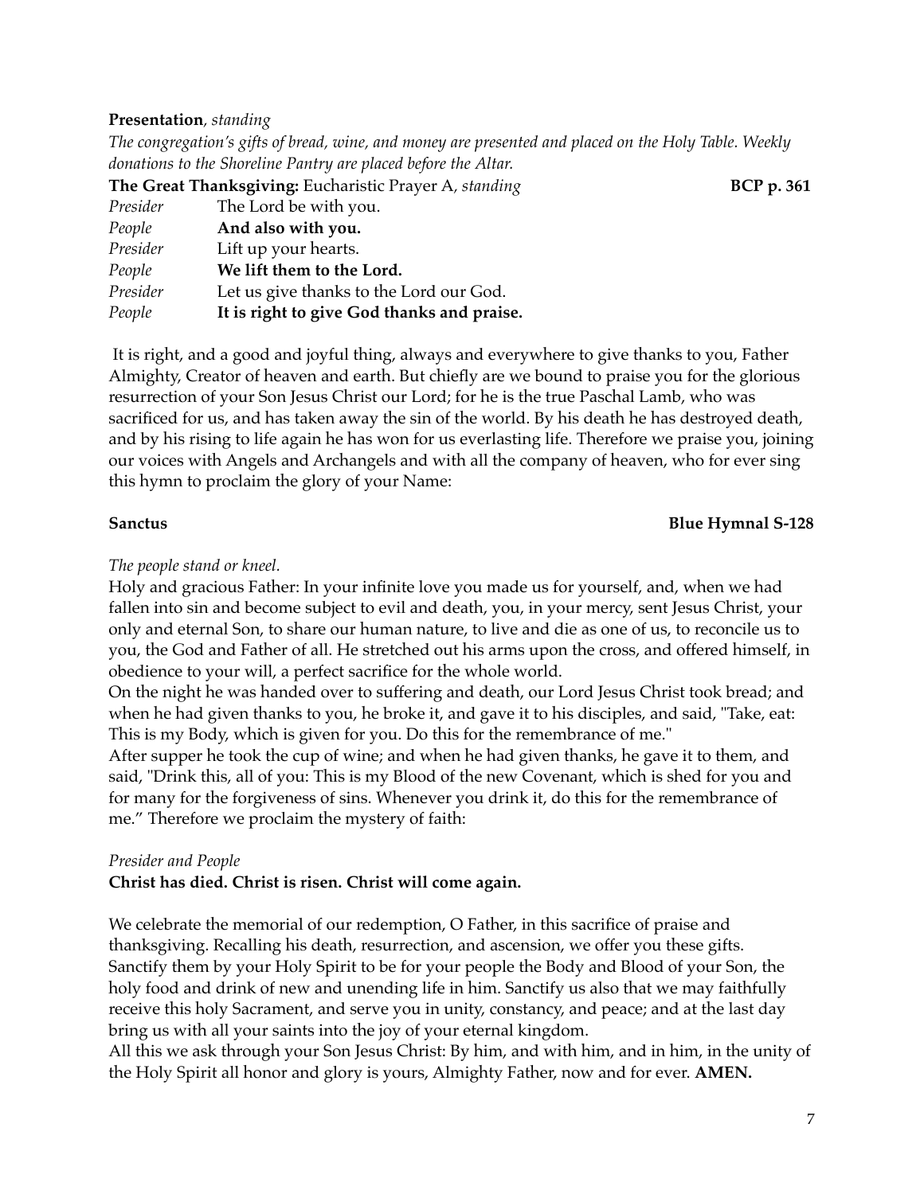**Presentation**, *standing*

*The congregation's gifts of bread, wine, and money are presented and placed on the Holy Table. Weekly donations to the Shoreline Pantry are placed before the Altar.*

**The Great Thanksgiving:** Eucharistic Prayer A, *standing* **BCP p. 361**

*Presider* The Lord be with you.
*People* **And also with you.**
*Presider* Lift up your hearts.
*People* **We lift them to the Lord.**
*Presider* Let us give thanks to the Lord our God.
*People* **It is right to give God thanks and praise.**

It is right, and a good and joyful thing, always and everywhere to give thanks to you, Father Almighty, Creator of heaven and earth. But chiefly are we bound to praise you for the glorious resurrection of your Son Jesus Christ our Lord; for he is the true Paschal Lamb, who was sacrificed for us, and has taken away the sin of the world. By his death he has destroyed death, and by his rising to life again he has won for us everlasting life. Therefore we praise you, joining our voices with Angels and Archangels and with all the company of heaven, who for ever sing this hymn to proclaim the glory of your Name:

**Sanctus** **Blue Hymnal S-128**

*The people stand or kneel.*

Holy and gracious Father: In your infinite love you made us for yourself, and, when we had fallen into sin and become subject to evil and death, you, in your mercy, sent Jesus Christ, your only and eternal Son, to share our human nature, to live and die as one of us, to reconcile us to you, the God and Father of all. He stretched out his arms upon the cross, and offered himself, in obedience to your will, a perfect sacrifice for the whole world.

On the night he was handed over to suffering and death, our Lord Jesus Christ took bread; and when he had given thanks to you, he broke it, and gave it to his disciples, and said, "Take, eat: This is my Body, which is given for you. Do this for the remembrance of me."

After supper he took the cup of wine; and when he had given thanks, he gave it to them, and said, "Drink this, all of you: This is my Blood of the new Covenant, which is shed for you and for many for the forgiveness of sins. Whenever you drink it, do this for the remembrance of me." Therefore we proclaim the mystery of faith:

*Presider and People*

**Christ has died. Christ is risen. Christ will come again.**

We celebrate the memorial of our redemption, O Father, in this sacrifice of praise and thanksgiving. Recalling his death, resurrection, and ascension, we offer you these gifts. Sanctify them by your Holy Spirit to be for your people the Body and Blood of your Son, the holy food and drink of new and unending life in him. Sanctify us also that we may faithfully receive this holy Sacrament, and serve you in unity, constancy, and peace; and at the last day bring us with all your saints into the joy of your eternal kingdom.

All this we ask through your Son Jesus Christ: By him, and with him, and in him, in the unity of the Holy Spirit all honor and glory is yours, Almighty Father, now and for ever. **AMEN.**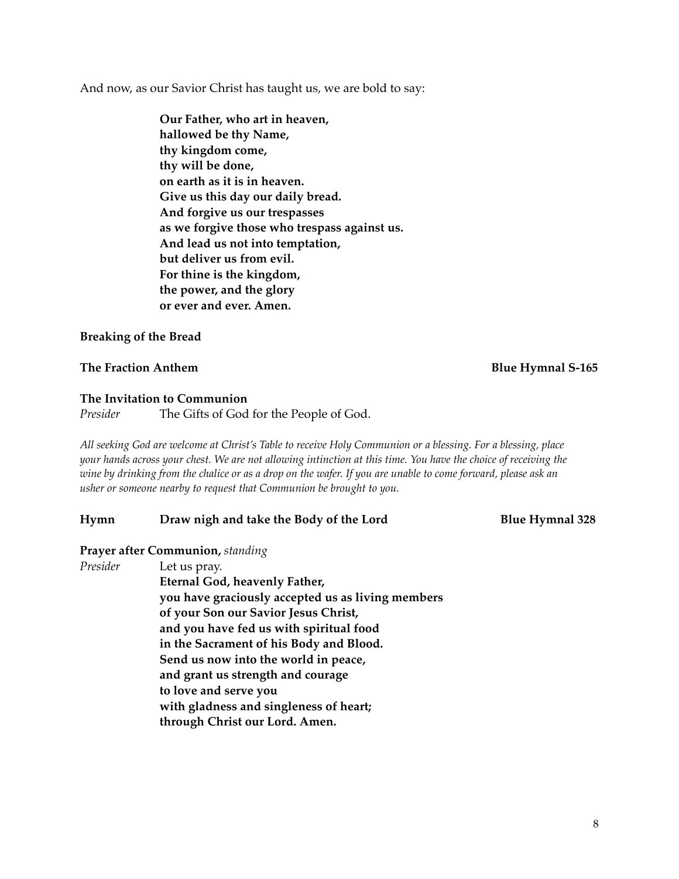And now, as our Savior Christ has taught us, we are bold to say:

**Our Father, who art in heaven,**
**hallowed be thy Name,**
**thy kingdom come,**
**thy will be done,**
**on earth as it is in heaven.**
**Give us this day our daily bread.**
**And forgive us our trespasses**
**as we forgive those who trespass against us.**
**And lead us not into temptation,**
**but deliver us from evil.**
**For thine is the kingdom,**
**the power, and the glory**
**or ever and ever. Amen.**

**Breaking of the Bread**

**The Fraction Anthem** **Blue Hymnal S-165**

**The Invitation to Communion**
*Presider* The Gifts of God for the People of God.

*All seeking God are welcome at Christ's Table to receive Holy Communion or a blessing. For a blessing, place your hands across your chest. We are not allowing intinction at this time. You have the choice of receiving the wine by drinking from the chalice or as a drop on the wafer. If you are unable to come forward, please ask an usher or someone nearby to request that Communion be brought to you.*

**Hymn** **Draw nigh and take the Body of the Lord** **Blue Hymnal 328**

**Prayer after Communion,** *standing*
*Presider* Let us pray.
**Eternal God, heavenly Father,**
**you have graciously accepted us as living members**
**of your Son our Savior Jesus Christ,**
**and you have fed us with spiritual food**
**in the Sacrament of his Body and Blood.**
**Send us now into the world in peace,**
**and grant us strength and courage**
**to love and serve you**
**with gladness and singleness of heart;**
**through Christ our Lord. Amen.**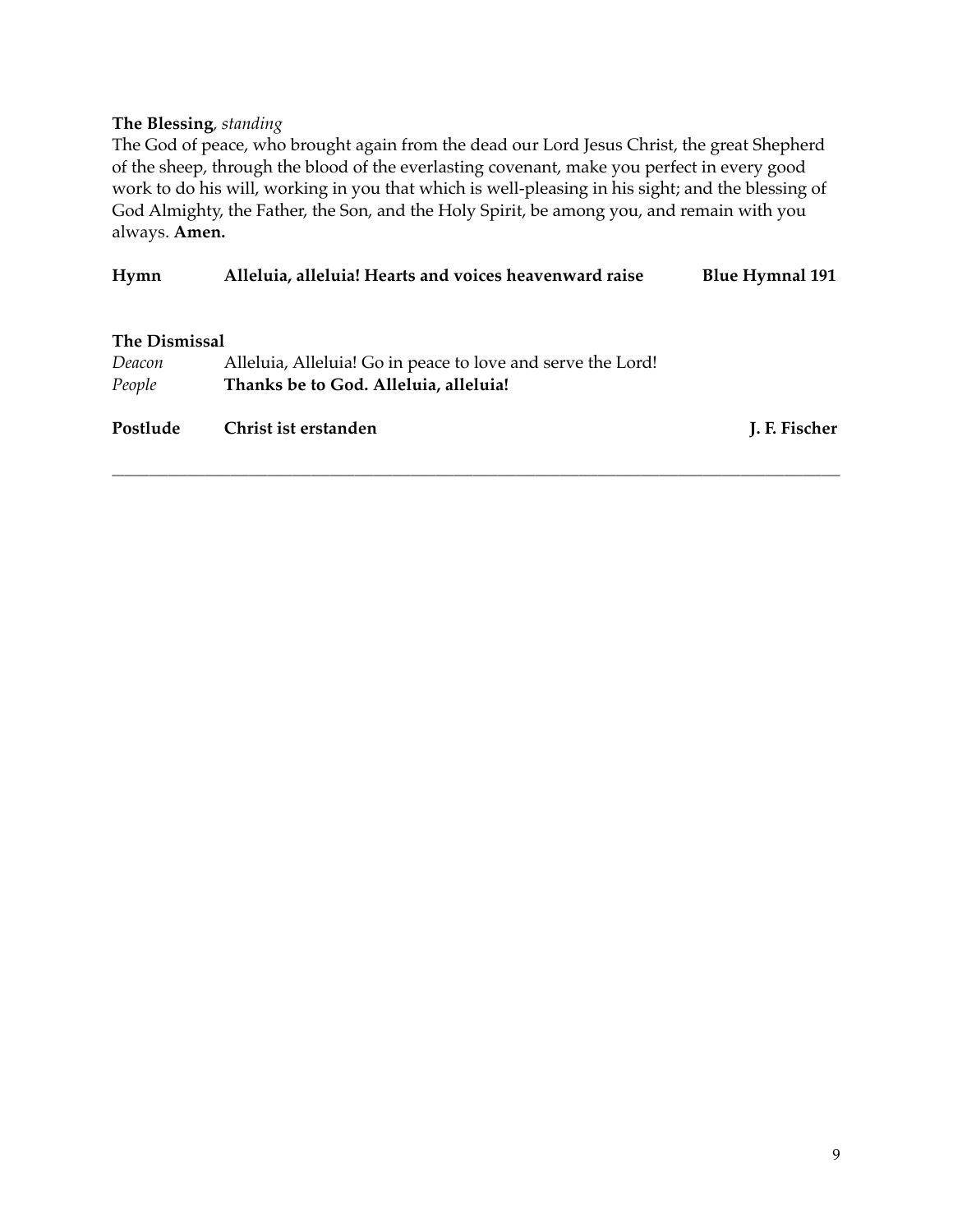**The Blessing**, *standing*
The God of peace, who brought again from the dead our Lord Jesus Christ, the great Shepherd of the sheep, through the blood of the everlasting covenant, make you perfect in every good work to do his will, working in you that which is well-pleasing in his sight; and the blessing of God Almighty, the Father, the Son, and the Holy Spirit, be among you, and remain with you always. **Amen.**

**Hymn** **Alleluia, alleluia! Hearts and voices heavenward raise** **Blue Hymnal 191**

**The Dismissal**
*Deacon* Alleluia, Alleluia! Go in peace to love and serve the Lord!
*People* **Thanks be to God. Alleluia, alleluia!**

**Postlude** **Christ ist erstanden** **J. F. Fischer**

---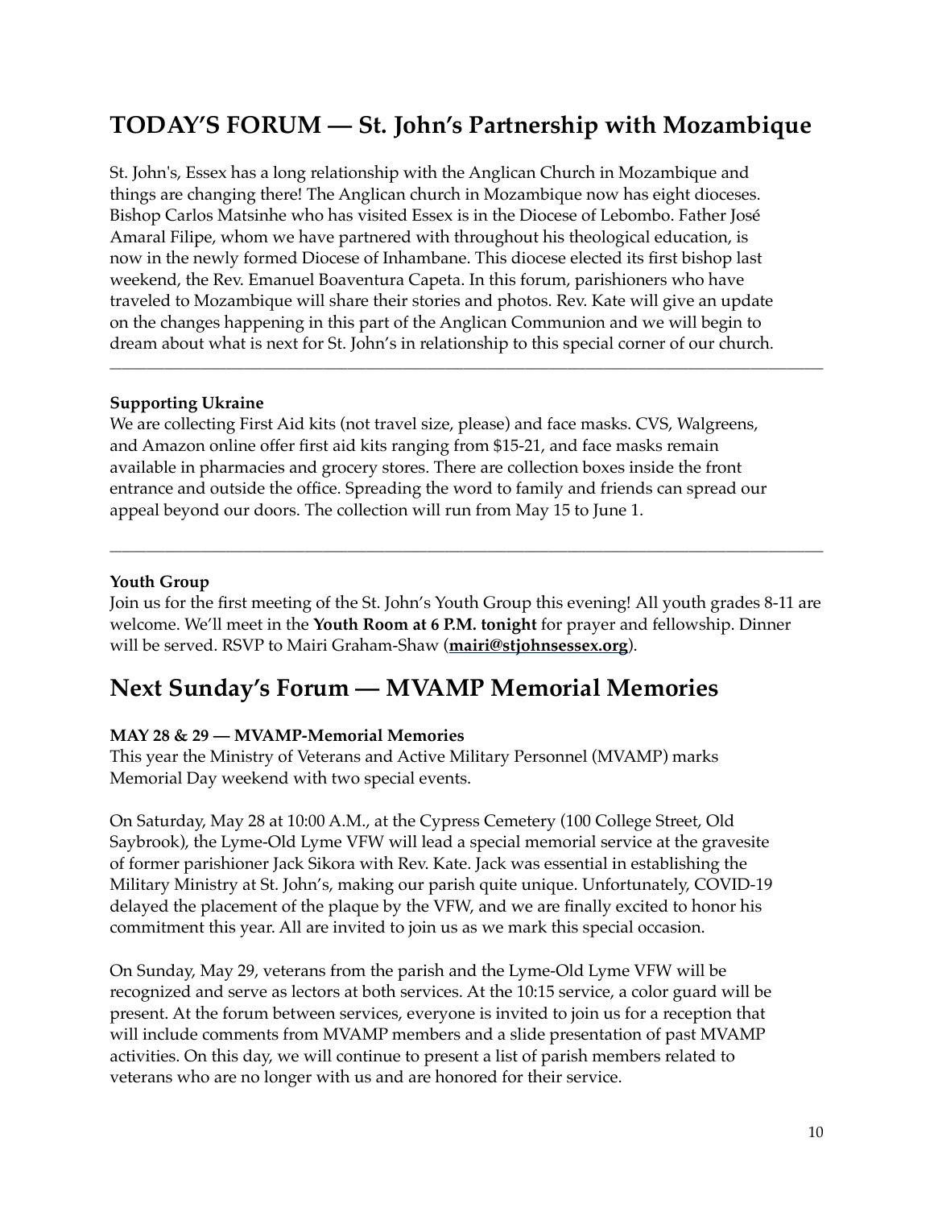## TODAY'S FORUM — St. John's Partnership with Mozambique

St. John's, Essex has a long relationship with the Anglican Church in Mozambique and things are changing there! The Anglican church in Mozambique now has eight dioceses. Bishop Carlos Matsinhe who has visited Essex is in the Diocese of Lebombo. Father José Amaral Filipe, whom we have partnered with throughout his theological education, is now in the newly formed Diocese of Inhambane. This diocese elected its first bishop last weekend, the Rev. Emanuel Boaventura Capeta. In this forum, parishioners who have traveled to Mozambique will share their stories and photos. Rev. Kate will give an update on the changes happening in this part of the Anglican Communion and we will begin to dream about what is next for St. John's in relationship to this special corner of our church.

---

**Supporting Ukraine**

We are collecting First Aid kits (not travel size, please) and face masks. CVS, Walgreens, and Amazon online offer first aid kits ranging from $15-21, and face masks remain available in pharmacies and grocery stores. There are collection boxes inside the front entrance and outside the office. Spreading the word to family and friends can spread our appeal beyond our doors. The collection will run from May 15 to June 1.

---

**Youth Group**

Join us for the first meeting of the St. John's Youth Group this evening! All youth grades 8-11 are welcome. We'll meet in the **Youth Room at 6 P.M. tonight** for prayer and fellowship. Dinner will be served. RSVP to Mairi Graham-Shaw (**mairi@stjohnsessex.org**).

## Next Sunday's Forum — MVAMP Memorial Memories

**MAY 28 & 29 — MVAMP-Memorial Memories**

This year the Ministry of Veterans and Active Military Personnel (MVAMP) marks Memorial Day weekend with two special events.

On Saturday, May 28 at 10:00 A.M., at the Cypress Cemetery (100 College Street, Old Saybrook), the Lyme-Old Lyme VFW will lead a special memorial service at the gravesite of former parishioner Jack Sikora with Rev. Kate. Jack was essential in establishing the Military Ministry at St. John's, making our parish quite unique. Unfortunately, COVID-19 delayed the placement of the plaque by the VFW, and we are finally excited to honor his commitment this year. All are invited to join us as we mark this special occasion.

On Sunday, May 29, veterans from the parish and the Lyme-Old Lyme VFW will be recognized and serve as lectors at both services. At the 10:15 service, a color guard will be present. At the forum between services, everyone is invited to join us for a reception that will include comments from MVAMP members and a slide presentation of past MVAMP activities. On this day, we will continue to present a list of parish members related to veterans who are no longer with us and are honored for their service.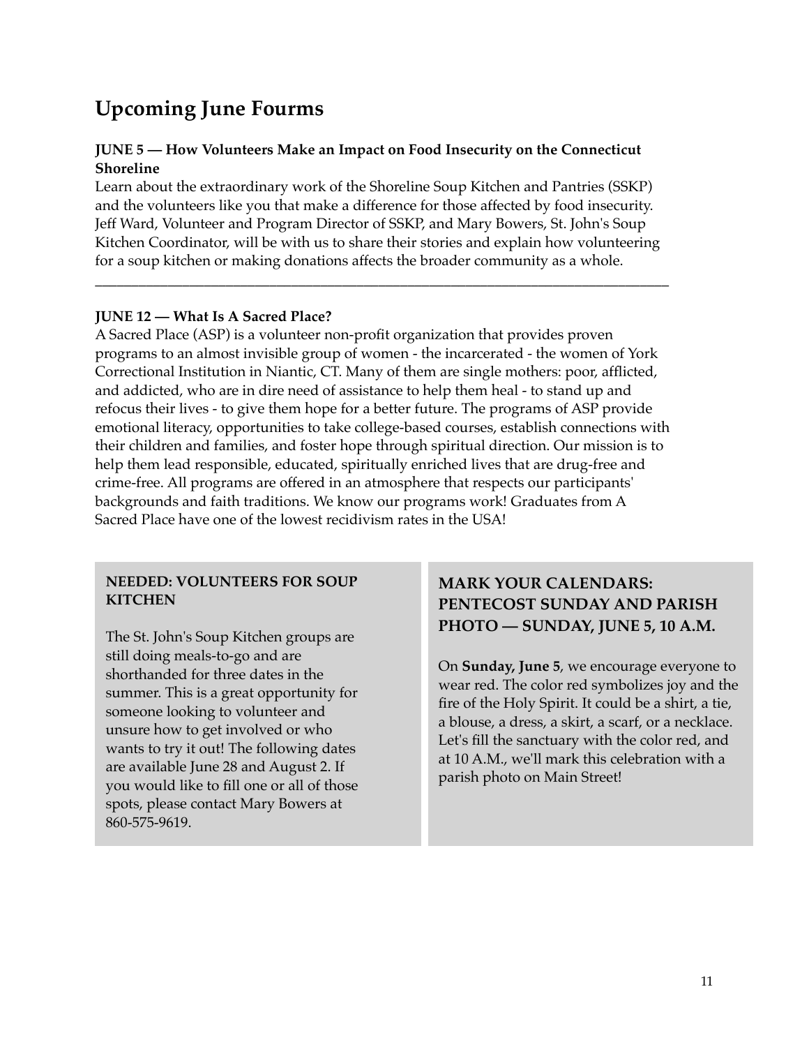## Upcoming June Fourms

**JUNE 5 — How Volunteers Make an Impact on Food Insecurity on the Connecticut Shoreline**

Learn about the extraordinary work of the Shoreline Soup Kitchen and Pantries (SSKP) and the volunteers like you that make a difference for those affected by food insecurity. Jeff Ward, Volunteer and Program Director of SSKP, and Mary Bowers, St. John's Soup Kitchen Coordinator, will be with us to share their stories and explain how volunteering for a soup kitchen or making donations affects the broader community as a whole.

---

**JUNE 12 — What Is A Sacred Place?**

A Sacred Place (ASP) is a volunteer non-profit organization that provides proven programs to an almost invisible group of women - the incarcerated - the women of York Correctional Institution in Niantic, CT. Many of them are single mothers: poor, afflicted, and addicted, who are in dire need of assistance to help them heal - to stand up and refocus their lives - to give them hope for a better future. The programs of ASP provide emotional literacy, opportunities to take college-based courses, establish connections with their children and families, and foster hope through spiritual direction. Our mission is to help them lead responsible, educated, spiritually enriched lives that are drug-free and crime-free. All programs are offered in an atmosphere that respects our participants' backgrounds and faith traditions. We know our programs work! Graduates from A Sacred Place have one of the lowest recidivism rates in the USA!

**NEEDED: VOLUNTEERS FOR SOUP KITCHEN**

The St. John's Soup Kitchen groups are still doing meals-to-go and are shorthanded for three dates in the summer. This is a great opportunity for someone looking to volunteer and unsure how to get involved or who wants to try it out! The following dates are available June 28 and August 2. If you would like to fill one or all of those spots, please contact Mary Bowers at 860-575-9619.

### MARK YOUR CALENDARS: PENTECOST SUNDAY AND PARISH PHOTO — SUNDAY, JUNE 5, 10 A.M.

On **Sunday, June 5**, we encourage everyone to wear red. The color red symbolizes joy and the fire of the Holy Spirit. It could be a shirt, a tie, a blouse, a dress, a skirt, a scarf, or a necklace. Let's fill the sanctuary with the color red, and at 10 A.M., we'll mark this celebration with a parish photo on Main Street!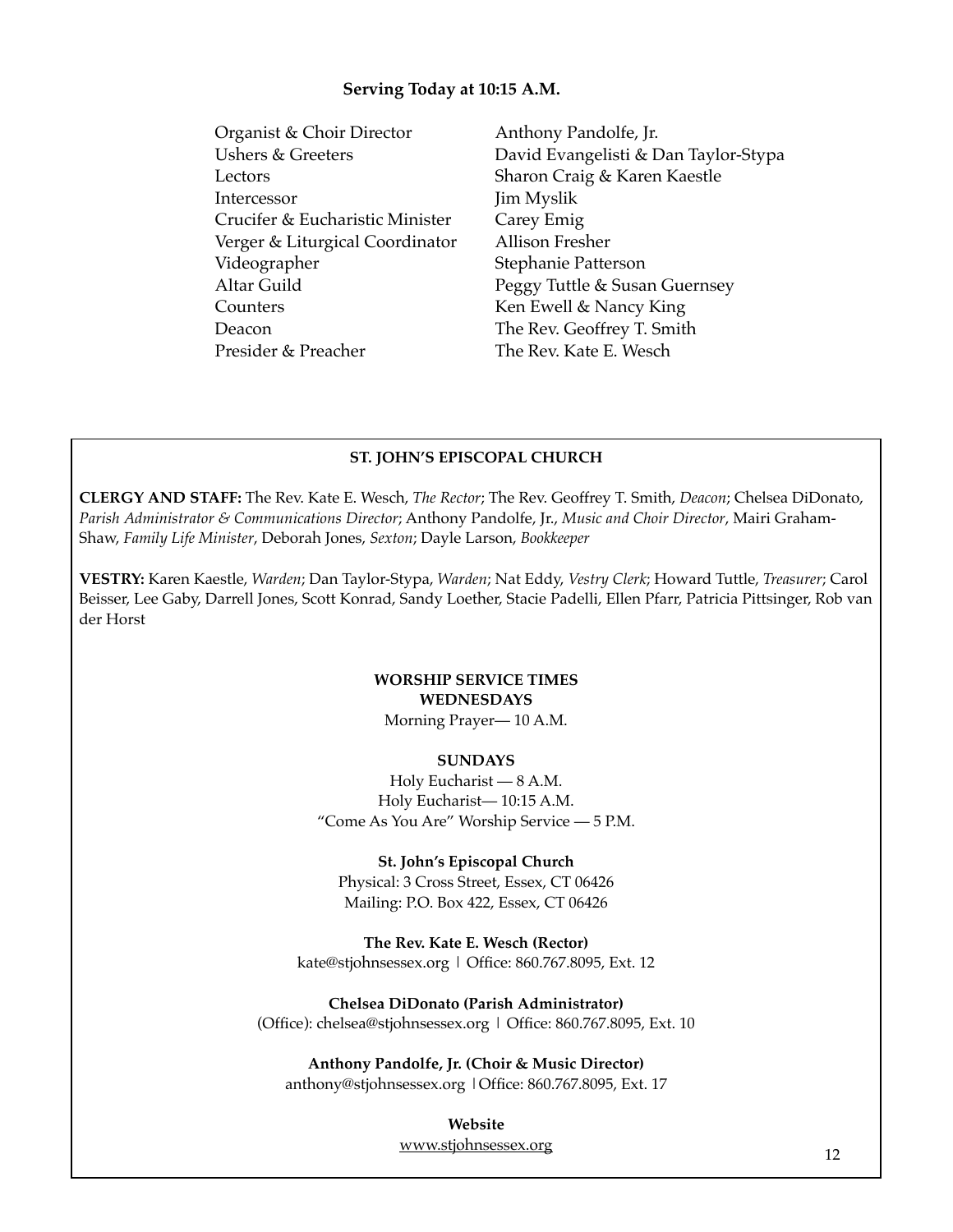**Serving Today at 10:15 A.M.**

| | |
|---|---|
| Organist & Choir Director | Anthony Pandolfe, Jr. |
| Ushers & Greeters | David Evangelisti & Dan Taylor-Stypa |
| Lectors | Sharon Craig & Karen Kaestle |
| Intercessor | Jim Myslik |
| Crucifer & Eucharistic Minister | Carey Emig |
| Verger & Liturgical Coordinator | Allison Fresher |
| Videographer | Stephanie Patterson |
| Altar Guild | Peggy Tuttle & Susan Guernsey |
| Counters | Ken Ewell & Nancy King |
| Deacon | The Rev. Geoffrey T. Smith |
| Presider & Preacher | The Rev. Kate E. Wesch |

**ST. JOHN'S EPISCOPAL CHURCH**

**CLERGY AND STAFF:** The Rev. Kate E. Wesch, *The Rector*; The Rev. Geoffrey T. Smith, *Deacon*; Chelsea DiDonato, *Parish Administrator & Communications Director*; Anthony Pandolfe, Jr., *Music and Choir Director*, Mairi Graham-Shaw, *Family Life Minister*, Deborah Jones, *Sexton*; Dayle Larson, *Bookkeeper*

**VESTRY:** Karen Kaestle, *Warden*; Dan Taylor-Stypa, *Warden*; Nat Eddy, *Vestry Clerk*; Howard Tuttle, *Treasurer*; Carol Beisser, Lee Gaby, Darrell Jones, Scott Konrad, Sandy Loether, Stacie Padelli, Ellen Pfarr, Patricia Pittsinger, Rob van der Horst

**WORSHIP SERVICE TIMES**
**WEDNESDAYS**
Morning Prayer— 10 A.M.

**SUNDAYS**
Holy Eucharist — 8 A.M.
Holy Eucharist— 10:15 A.M.
"Come As You Are" Worship Service — 5 P.M.

**St. John's Episcopal Church**
Physical: 3 Cross Street, Essex, CT 06426
Mailing: P.O. Box 422, Essex, CT 06426

**The Rev. Kate E. Wesch (Rector)**
kate@stjohnsessex.org | Office: 860.767.8095, Ext. 12

**Chelsea DiDonato (Parish Administrator)**
(Office): chelsea@stjohnsessex.org | Office: 860.767.8095, Ext. 10

**Anthony Pandolfe, Jr. (Choir & Music Director)**
anthony@stjohnsessex.org |Office: 860.767.8095, Ext. 17

**Website**
www.stjohnsessex.org